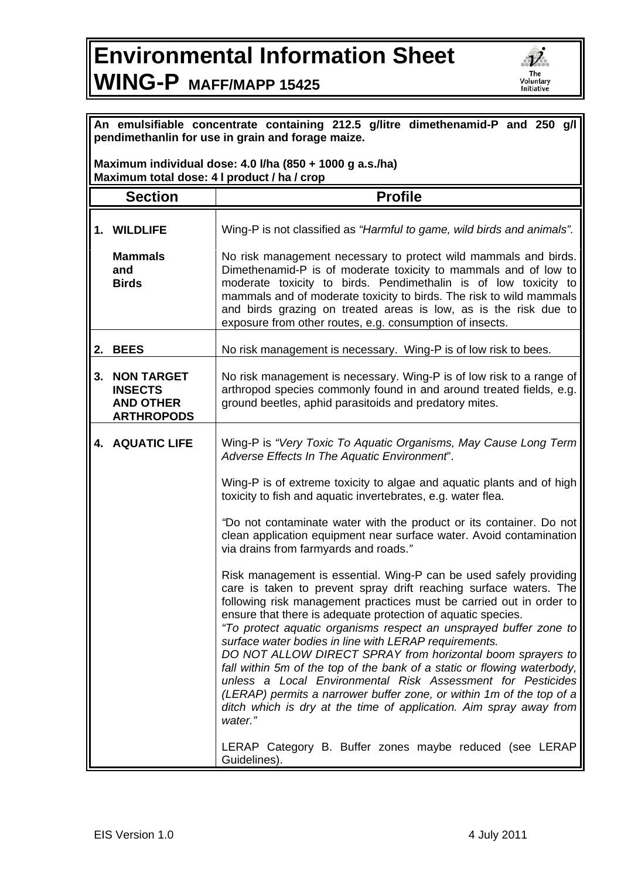# Environmental Information Sheet

# WING-P MAFF/MAPP 15425

**An emulsifiable concentrate containing 212.5 g/litre dimethenamid-P and 250 g/l pendimethanlin for use in grain and forage maize.**

**Maximum individual dose: 4.0 l/ha (850 + 1000 g a.s./ha)**
**Maximum total dose: 4 l product / ha / crop**

| Section | Profile |
|---|---|
| **1. WILDLIFE** | Wing-P is not classified as *"Harmful to game, wild birds and animals".* |
| **Mammals and Birds** | No risk management necessary to protect wild mammals and birds. Dimethenamid-P is of moderate toxicity to mammals and of low to moderate toxicity to birds. Pendimethalin is of low toxicity to mammals and of moderate toxicity to birds. The risk to wild mammals and birds grazing on treated areas is low, as is the risk due to exposure from other routes, e.g. consumption of insects. |
| **2. BEES** | No risk management is necessary. Wing-P is of low risk to bees. |
| **3. NON TARGET INSECTS AND OTHER ARTHROPODS** | No risk management is necessary. Wing-P is of low risk to a range of arthropod species commonly found in and around treated fields, e.g. ground beetles, aphid parasitoids and predatory mites. |
| **4. AQUATIC LIFE** | Wing-P is *"Very Toxic To Aquatic Organisms, May Cause Long Term Adverse Effects In The Aquatic Environment*".<br><br>Wing-P is of extreme toxicity to algae and aquatic plants and of high toxicity to fish and aquatic invertebrates, e.g. water flea.<br><br>*"*Do not contaminate water with the product or its container. Do not clean application equipment near surface water. Avoid contamination via drains from farmyards and roads.*"*<br><br>Risk management is essential. Wing-P can be used safely providing care is taken to prevent spray drift reaching surface waters. The following risk management practices must be carried out in order to ensure that there is adequate protection of aquatic species.<br>*"To protect aquatic organisms respect an unsprayed buffer zone to surface water bodies in line with LERAP requirements.*<br>*DO NOT ALLOW DIRECT SPRAY from horizontal boom sprayers to fall within 5m of the top of the bank of a static or flowing waterbody, unless a Local Environmental Risk Assessment for Pesticides (LERAP) permits a narrower buffer zone, or within 1m of the top of a ditch which is dry at the time of application. Aim spray away from water."*<br><br>LERAP Category B. Buffer zones maybe reduced (see LERAP Guidelines). |

EIS Version 1.0 4 July 2011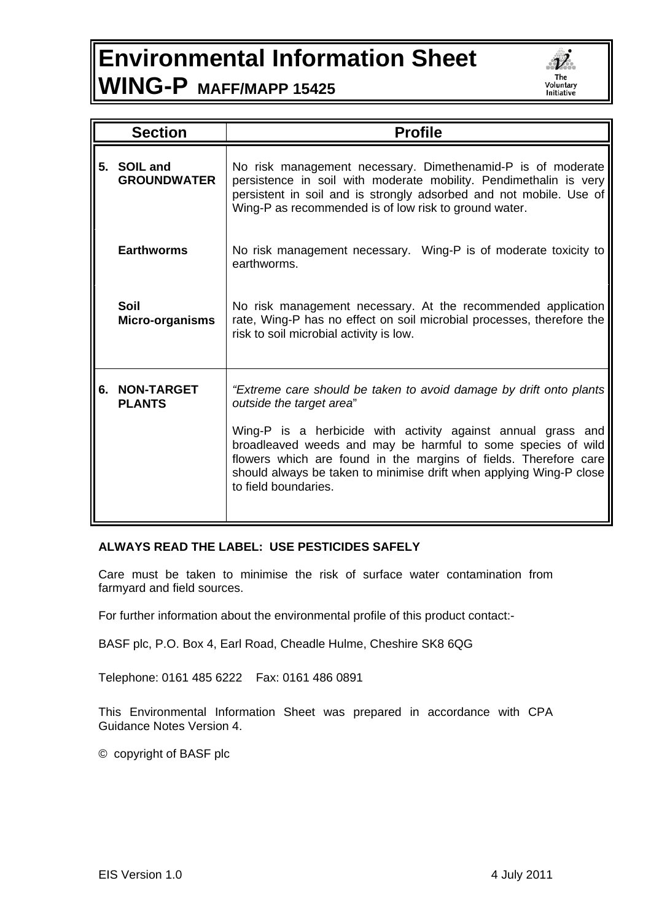# Environmental Information Sheet
## WING-P MAFF/MAPP 15425

| Section | Profile |
|---|---|
| **5. SOIL and GROUNDWATER** | No risk management necessary. Dimethenamid-P is of moderate persistence in soil with moderate mobility. Pendimethalin is very persistent in soil and is strongly adsorbed and not mobile. Use of Wing-P as recommended is of low risk to ground water. |
| **Earthworms** | No risk management necessary. Wing-P is of moderate toxicity to earthworms. |
| **Soil Micro-organisms** | No risk management necessary. At the recommended application rate, Wing-P has no effect on soil microbial processes, therefore the risk to soil microbial activity is low. |
| **6. NON-TARGET PLANTS** | *"Extreme care should be taken to avoid damage by drift onto plants outside the target area"*<br><br>Wing-P is a herbicide with activity against annual grass and broadleaved weeds and may be harmful to some species of wild flowers which are found in the margins of fields. Therefore care should always be taken to minimise drift when applying Wing-P close to field boundaries. |

**ALWAYS READ THE LABEL: USE PESTICIDES SAFELY**

Care must be taken to minimise the risk of surface water contamination from farmyard and field sources.

For further information about the environmental profile of this product contact:-

BASF plc, P.O. Box 4, Earl Road, Cheadle Hulme, Cheshire SK8 6QG

Telephone: 0161 485 6222    Fax: 0161 486 0891

This Environmental Information Sheet was prepared in accordance with CPA Guidance Notes Version 4.

© copyright of BASF plc

EIS Version 1.0    4 July 2011